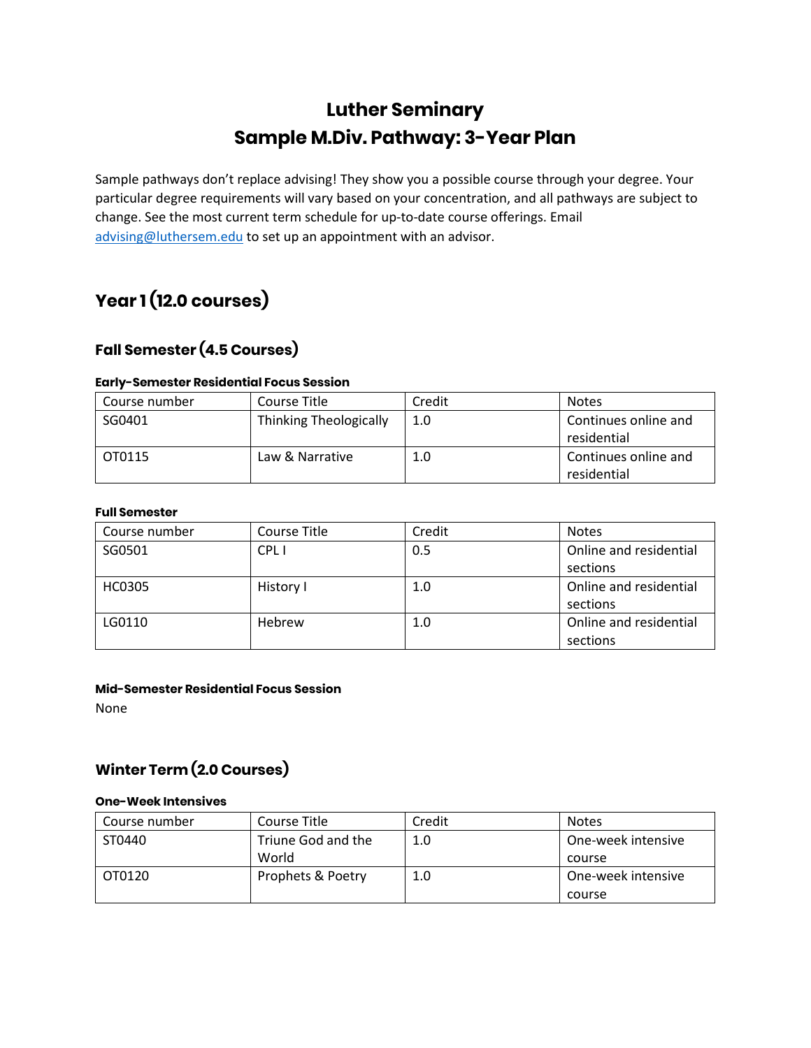# Luther Seminary
# Sample M.Div. Pathway: 3-Year Plan

Sample pathways don't replace advising! They show you a possible course through your degree. Your particular degree requirements will vary based on your concentration, and all pathways are subject to change. See the most current term schedule for up-to-date course offerings. Email advising@luthersem.edu to set up an appointment with an advisor.

## Year 1 (12.0 courses)

### Fall Semester (4.5 Courses)

**Early-Semester Residential Focus Session**

| Course number | Course Title | Credit | Notes |
|---|---|---|---|
| SG0401 | Thinking Theologically | 1.0 | Continues online and residential |
| OT0115 | Law & Narrative | 1.0 | Continues online and residential |

**Full Semester**

| Course number | Course Title | Credit | Notes |
|---|---|---|---|
| SG0501 | CPL I | 0.5 | Online and residential sections |
| HC0305 | History I | 1.0 | Online and residential sections |
| LG0110 | Hebrew | 1.0 | Online and residential sections |

**Mid-Semester Residential Focus Session**

None

### Winter Term (2.0 Courses)

**One-Week Intensives**

| Course number | Course Title | Credit | Notes |
|---|---|---|---|
| ST0440 | Triune God and the World | 1.0 | One-week intensive course |
| OT0120 | Prophets & Poetry | 1.0 | One-week intensive course |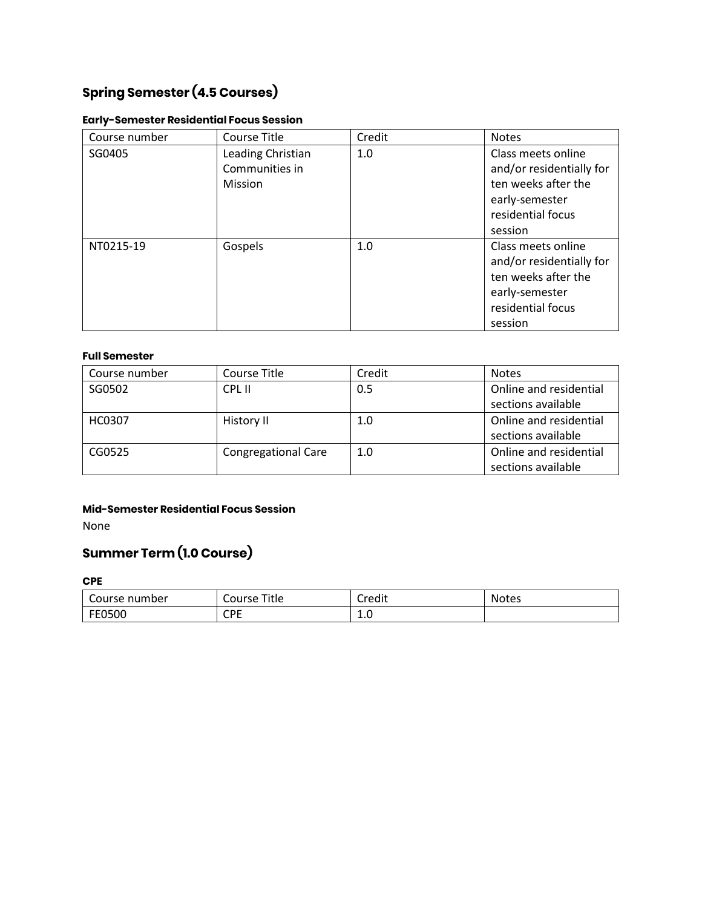## Spring Semester (4.5 Courses)

#### Early-Semester Residential Focus Session

| Course number | Course Title | Credit | Notes |
| --- | --- | --- | --- |
| SG0405 | Leading Christian Communities in Mission | 1.0 | Class meets online and/or residentially for ten weeks after the early-semester residential focus session |
| NT0215-19 | Gospels | 1.0 | Class meets online and/or residentially for ten weeks after the early-semester residential focus session |

#### Full Semester

| Course number | Course Title | Credit | Notes |
| --- | --- | --- | --- |
| SG0502 | CPL II | 0.5 | Online and residential sections available |
| HC0307 | History II | 1.0 | Online and residential sections available |
| CG0525 | Congregational Care | 1.0 | Online and residential sections available |

#### Mid-Semester Residential Focus Session

None

## Summer Term (1.0 Course)

#### CPE

| Course number | Course Title | Credit | Notes |
| --- | --- | --- | --- |
| FE0500 | CPE | 1.0 | |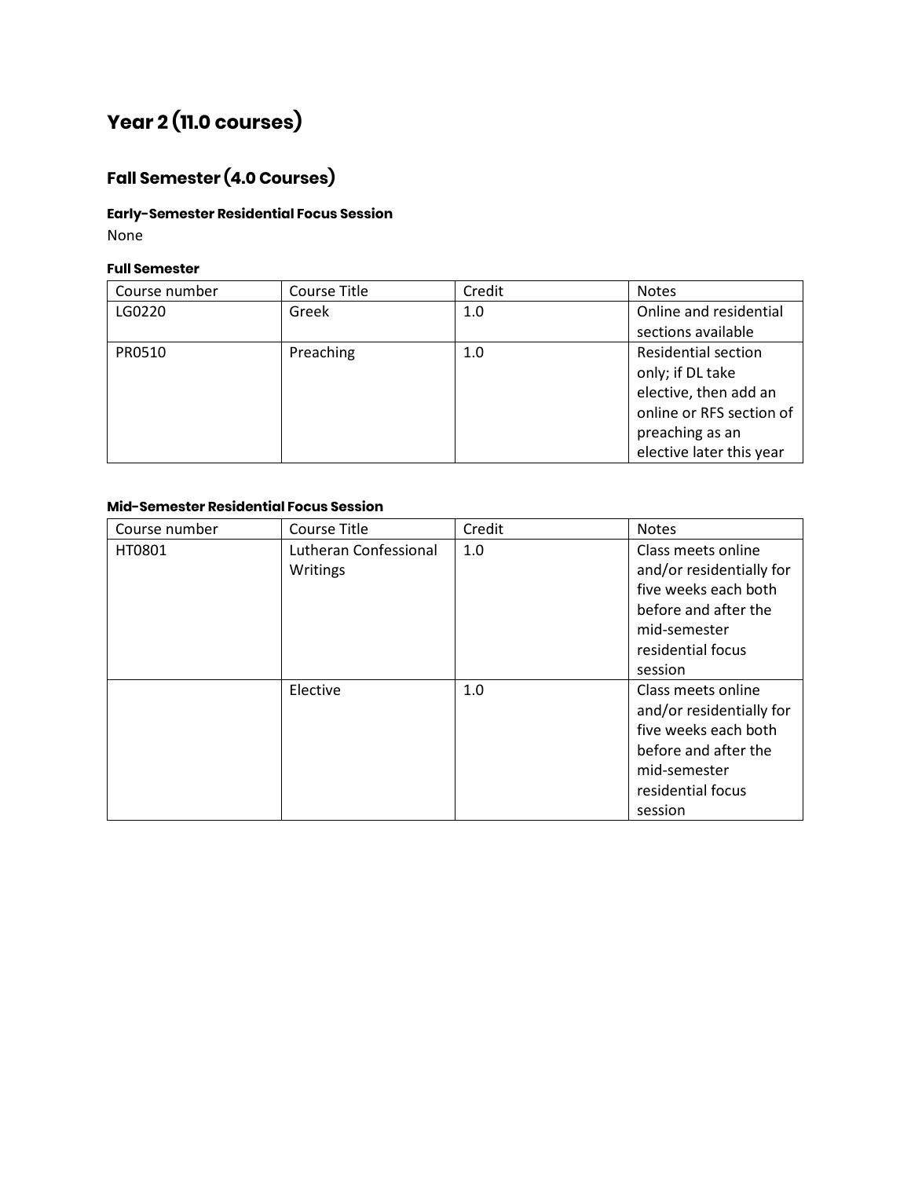# Year 2 (11.0 courses)

## Fall Semester (4.0 Courses)

#### Early-Semester Residential Focus Session

None

#### Full Semester

| Course number | Course Title | Credit | Notes |
| --- | --- | --- | --- |
| LG0220 | Greek | 1.0 | Online and residential sections available |
| PR0510 | Preaching | 1.0 | Residential section only; if DL take elective, then add an online or RFS section of preaching as an elective later this year |

#### Mid-Semester Residential Focus Session

| Course number | Course Title | Credit | Notes |
| --- | --- | --- | --- |
| HT0801 | Lutheran Confessional Writings | 1.0 | Class meets online and/or residentially for five weeks each both before and after the mid-semester residential focus session |
| | Elective | 1.0 | Class meets online and/or residentially for five weeks each both before and after the mid-semester residential focus session |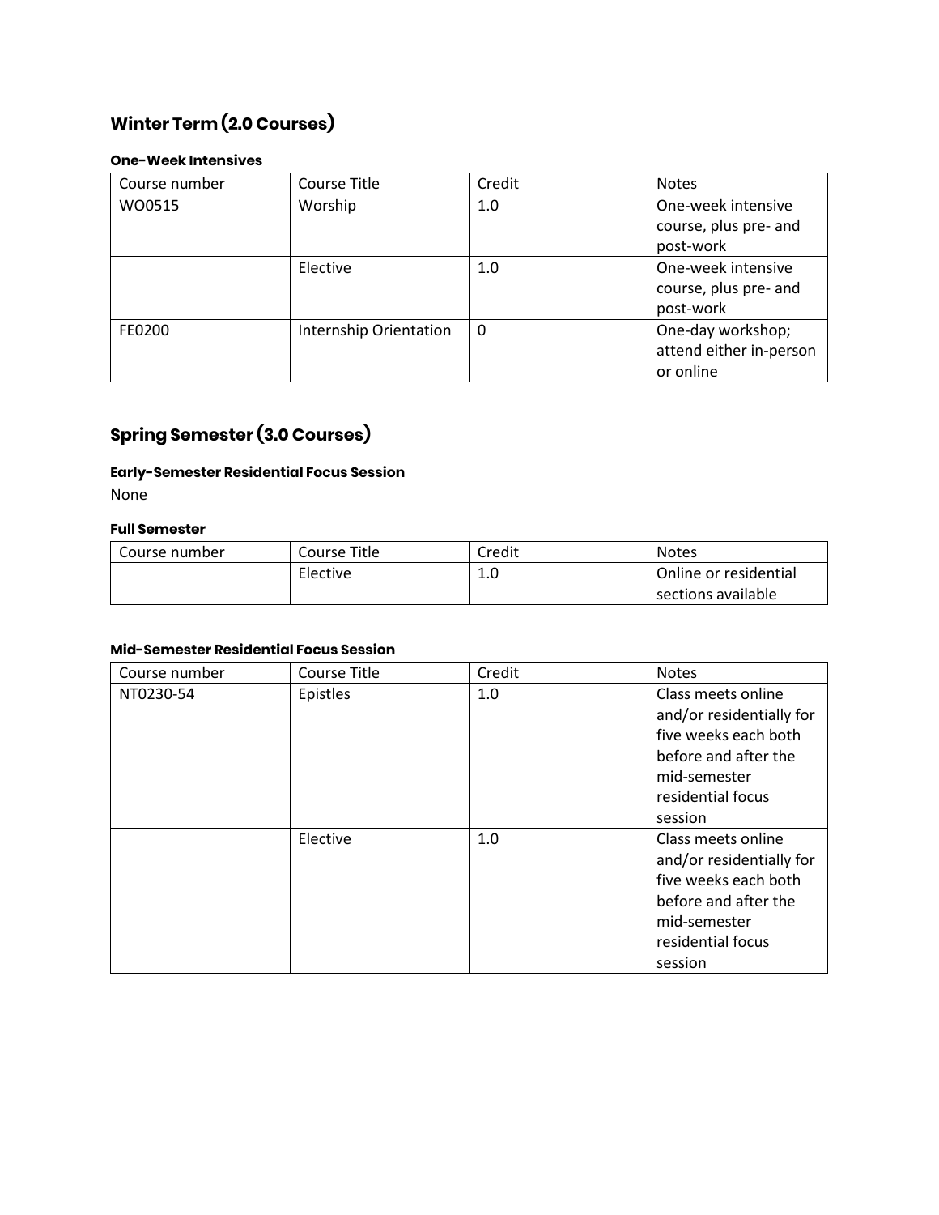## Winter Term (2.0 Courses)

#### One-Week Intensives

| Course number | Course Title | Credit | Notes |
| --- | --- | --- | --- |
| WO0515 | Worship | 1.0 | One-week intensive course, plus pre- and post-work |
| | Elective | 1.0 | One-week intensive course, plus pre- and post-work |
| FE0200 | Internship Orientation | 0 | One-day workshop; attend either in-person or online |

## Spring Semester (3.0 Courses)

#### Early-Semester Residential Focus Session

None

#### Full Semester

| Course number | Course Title | Credit | Notes |
| --- | --- | --- | --- |
| | Elective | 1.0 | Online or residential sections available |

#### Mid-Semester Residential Focus Session

| Course number | Course Title | Credit | Notes |
| --- | --- | --- | --- |
| NT0230-54 | Epistles | 1.0 | Class meets online and/or residentially for five weeks each both before and after the mid-semester residential focus session |
| | Elective | 1.0 | Class meets online and/or residentially for five weeks each both before and after the mid-semester residential focus session |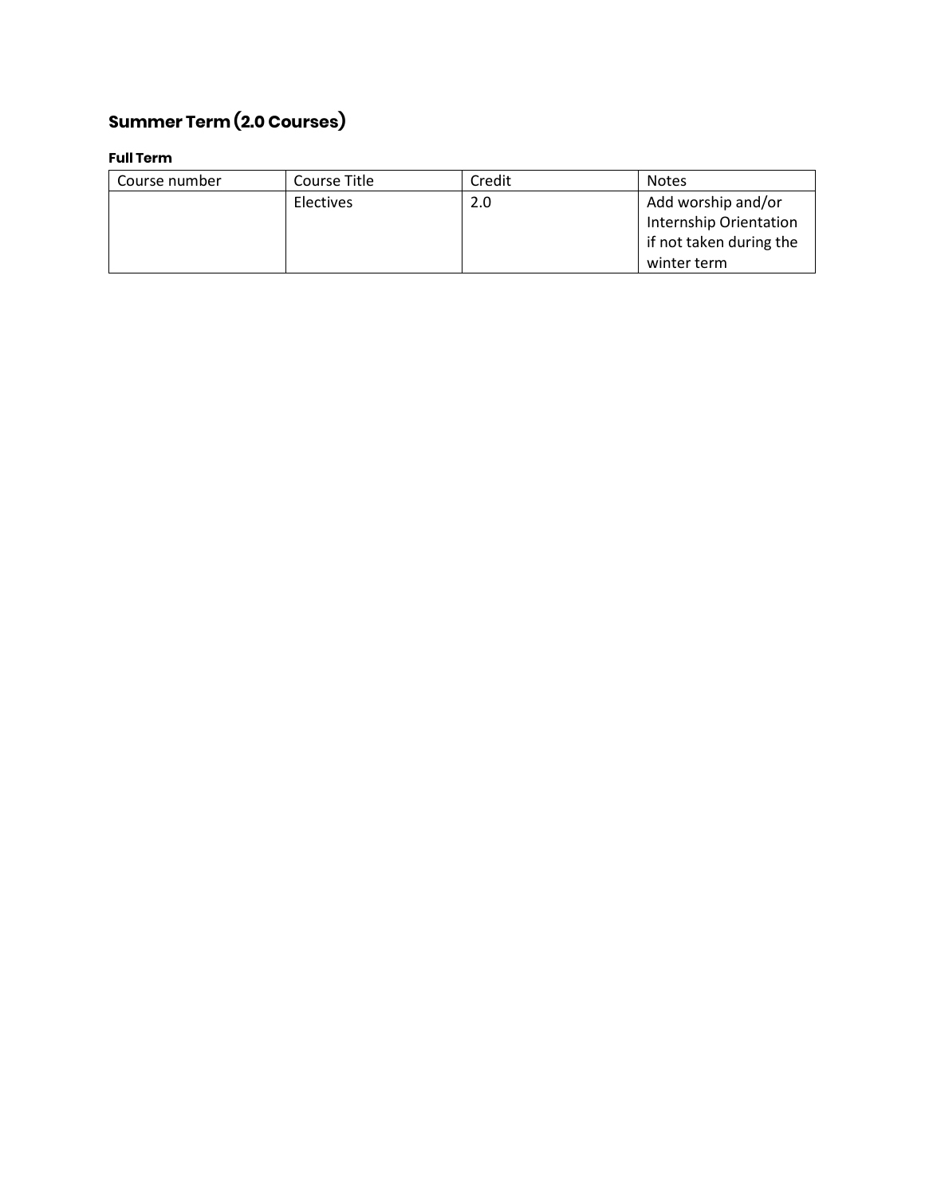## Summer Term (2.0 Courses)

### Full Term

| Course number | Course Title | Credit | Notes |
| --- | --- | --- | --- |
| | Electives | 2.0 | Add worship and/or Internship Orientation if not taken during the winter term |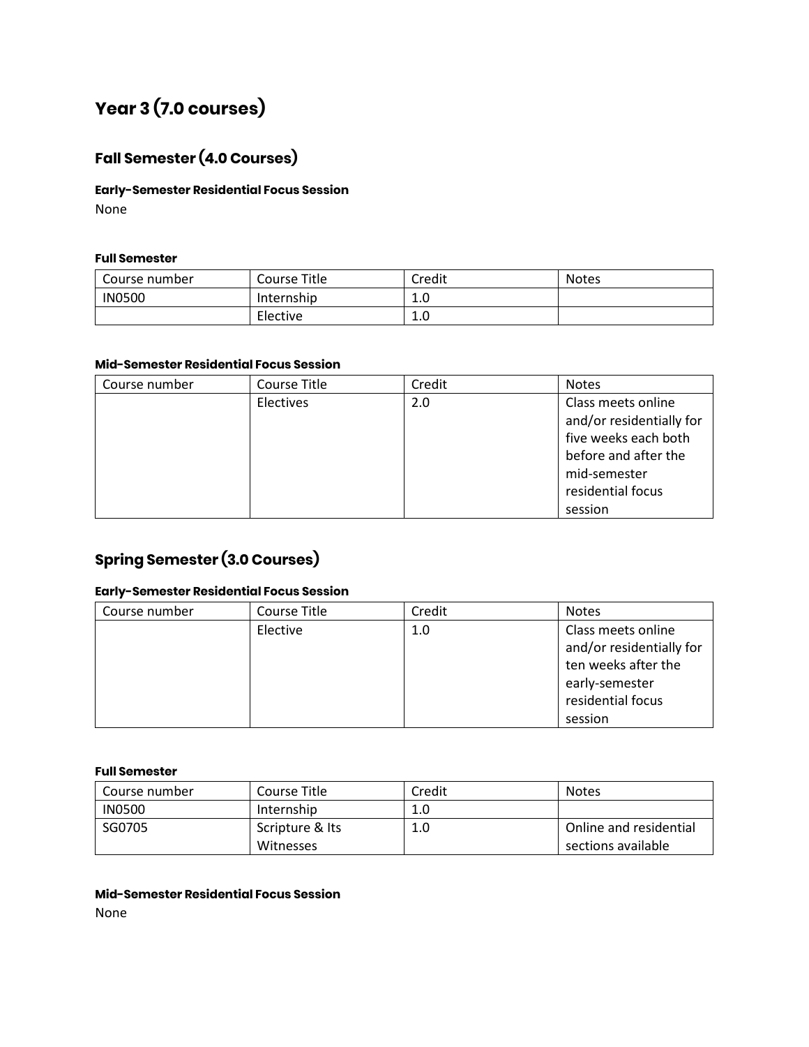# Year 3 (7.0 courses)

## Fall Semester (4.0 Courses)

#### Early-Semester Residential Focus Session

None

#### Full Semester

| Course number | Course Title | Credit | Notes |
| --- | --- | --- | --- |
| IN0500 | Internship | 1.0 | |
| | Elective | 1.0 | |

#### Mid-Semester Residential Focus Session

| Course number | Course Title | Credit | Notes |
| --- | --- | --- | --- |
| | Electives | 2.0 | Class meets online and/or residentially for five weeks each both before and after the mid-semester residential focus session |

## Spring Semester (3.0 Courses)

#### Early-Semester Residential Focus Session

| Course number | Course Title | Credit | Notes |
| --- | --- | --- | --- |
| | Elective | 1.0 | Class meets online and/or residentially for ten weeks after the early-semester residential focus session |

#### Full Semester

| Course number | Course Title | Credit | Notes |
| --- | --- | --- | --- |
| IN0500 | Internship | 1.0 | |
| SG0705 | Scripture & Its Witnesses | 1.0 | Online and residential sections available |

#### Mid-Semester Residential Focus Session

None